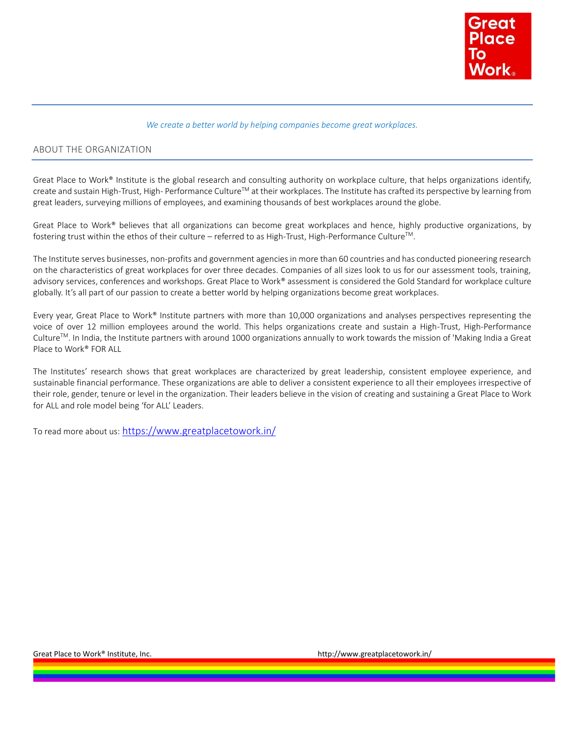*We create a better world by helping companies become great workplaces.*

## ABOUT THE ORGANIZATION

Great Place to Work® Institute is the global research and consulting authority on workplace culture, that helps organizations identify, create and sustain High-Trust, High- Performance Culture™ at their workplaces. The Institute has crafted its perspective by learning from great leaders, surveying millions of employees, and examining thousands of best workplaces around the globe.

Great Place to Work® believes that all organizations can become great workplaces and hence, highly productive organizations, by fostering trust within the ethos of their culture – referred to as High-Trust, High-Performance Culture™.

The Institute serves businesses, non-profits and government agencies in more than 60 countries and has conducted pioneering research on the characteristics of great workplaces for over three decades. Companies of all sizes look to us for our assessment tools, training, advisory services, conferences and workshops. Great Place to Work® assessment is considered the Gold Standard for workplace culture globally. It's all part of our passion to create a better world by helping organizations become great workplaces.

Every year, Great Place to Work® Institute partners with more than 10,000 organizations and analyses perspectives representing the voice of over 12 million employees around the world. This helps organizations create and sustain a High-Trust, High-Performance Culture™. In India, the Institute partners with around 1000 organizations annually to work towards the mission of 'Making India a Great Place to Work® FOR ALL

The Institutes' research shows that great workplaces are characterized by great leadership, consistent employee experience, and sustainable financial performance. These organizations are able to deliver a consistent experience to all their employees irrespective of their role, gender, tenure or level in the organization. Their leaders believe in the vision of creating and sustaining a Great Place to Work for ALL and role model being 'for ALL' Leaders.

To read more about us: https://www.greatplacetowork.in/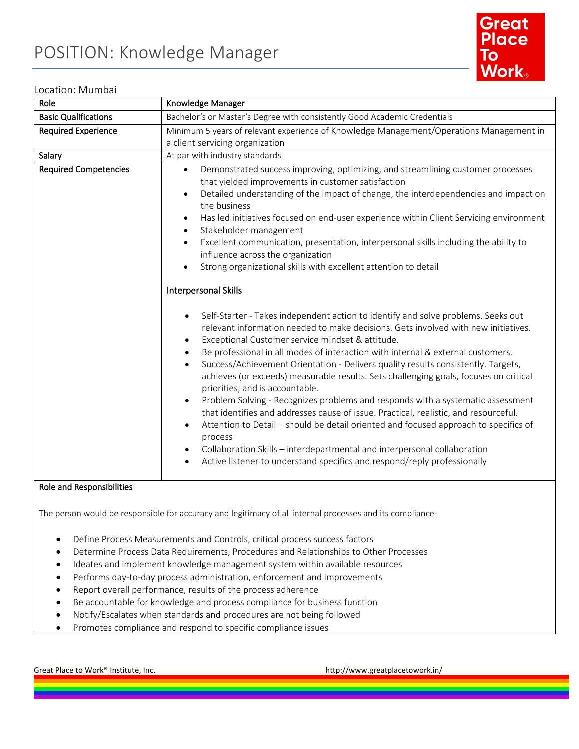# POSITION: Knowledge Manager

Location: Mumbai

| Role | Knowledge Manager |
|---|---|
| **Basic Qualifications** | Bachelor's or Master's Degree with consistently Good Academic Credentials |
| **Required Experience** | Minimum 5 years of relevant experience of Knowledge Management/Operations Management in a client servicing organization |
| **Salary** | At par with industry standards |
| **Required Competencies** | • Demonstrated success improving, optimizing, and streamlining customer processes that yielded improvements in customer satisfaction<br>• Detailed understanding of the impact of change, the interdependencies and impact on the business<br>• Has led initiatives focused on end-user experience within Client Servicing environment<br>• Stakeholder management<br>• Excellent communication, presentation, interpersonal skills including the ability to influence across the organization<br>• Strong organizational skills with excellent attention to detail<br><br>**Interpersonal Skills**<br><br>• Self-Starter - Takes independent action to identify and solve problems. Seeks out relevant information needed to make decisions. Gets involved with new initiatives.<br>• Exceptional Customer service mindset & attitude.<br>• Be professional in all modes of interaction with internal & external customers.<br>• Success/Achievement Orientation - Delivers quality results consistently. Targets, achieves (or exceeds) measurable results. Sets challenging goals, focuses on critical priorities, and is accountable.<br>• Problem Solving - Recognizes problems and responds with a systematic assessment that identifies and addresses cause of issue. Practical, realistic, and resourceful.<br>• Attention to Detail – should be detail oriented and focused approach to specifics of process<br>• Collaboration Skills – interdepartmental and interpersonal collaboration<br>• Active listener to understand specifics and respond/reply professionally |

**Role and Responsibilities**

The person would be responsible for accuracy and legitimacy of all internal processes and its compliance-

- Define Process Measurements and Controls, critical process success factors
- Determine Process Data Requirements, Procedures and Relationships to Other Processes
- Ideates and implement knowledge management system within available resources
- Performs day-to-day process administration, enforcement and improvements
- Report overall performance, results of the process adherence
- Be accountable for knowledge and process compliance for business function
- Notify/Escalates when standards and procedures are not being followed
- Promotes compliance and respond to specific compliance issues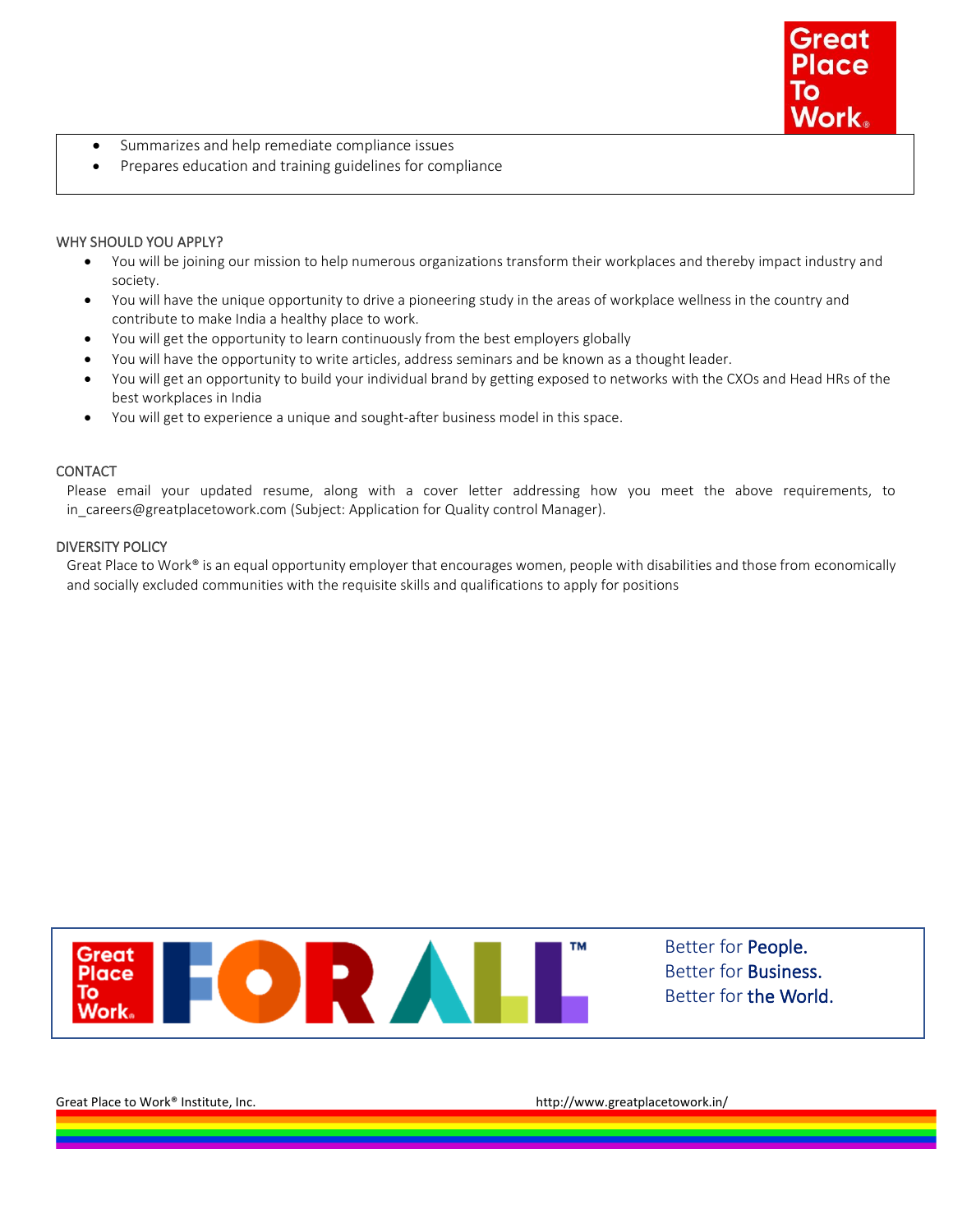- Summarizes and help remediate compliance issues
- Prepares education and training guidelines for compliance

WHY SHOULD YOU APPLY?

- You will be joining our mission to help numerous organizations transform their workplaces and thereby impact industry and society.
- You will have the unique opportunity to drive a pioneering study in the areas of workplace wellness in the country and contribute to make India a healthy place to work.
- You will get the opportunity to learn continuously from the best employers globally
- You will have the opportunity to write articles, address seminars and be known as a thought leader.
- You will get an opportunity to build your individual brand by getting exposed to networks with the CXOs and Head HRs of the best workplaces in India
- You will get to experience a unique and sought-after business model in this space.

CONTACT

Please email your updated resume, along with a cover letter addressing how you meet the above requirements, to in_careers@greatplacetowork.com (Subject: Application for Quality control Manager).

DIVERSITY POLICY

Great Place to Work® is an equal opportunity employer that encourages women, people with disabilities and those from economically and socially excluded communities with the requisite skills and qualifications to apply for positions

Better for **People.**
Better for **Business.**
Better for **the World.**

Great Place to Work® Institute, Inc. http://www.greatplacetowork.in/